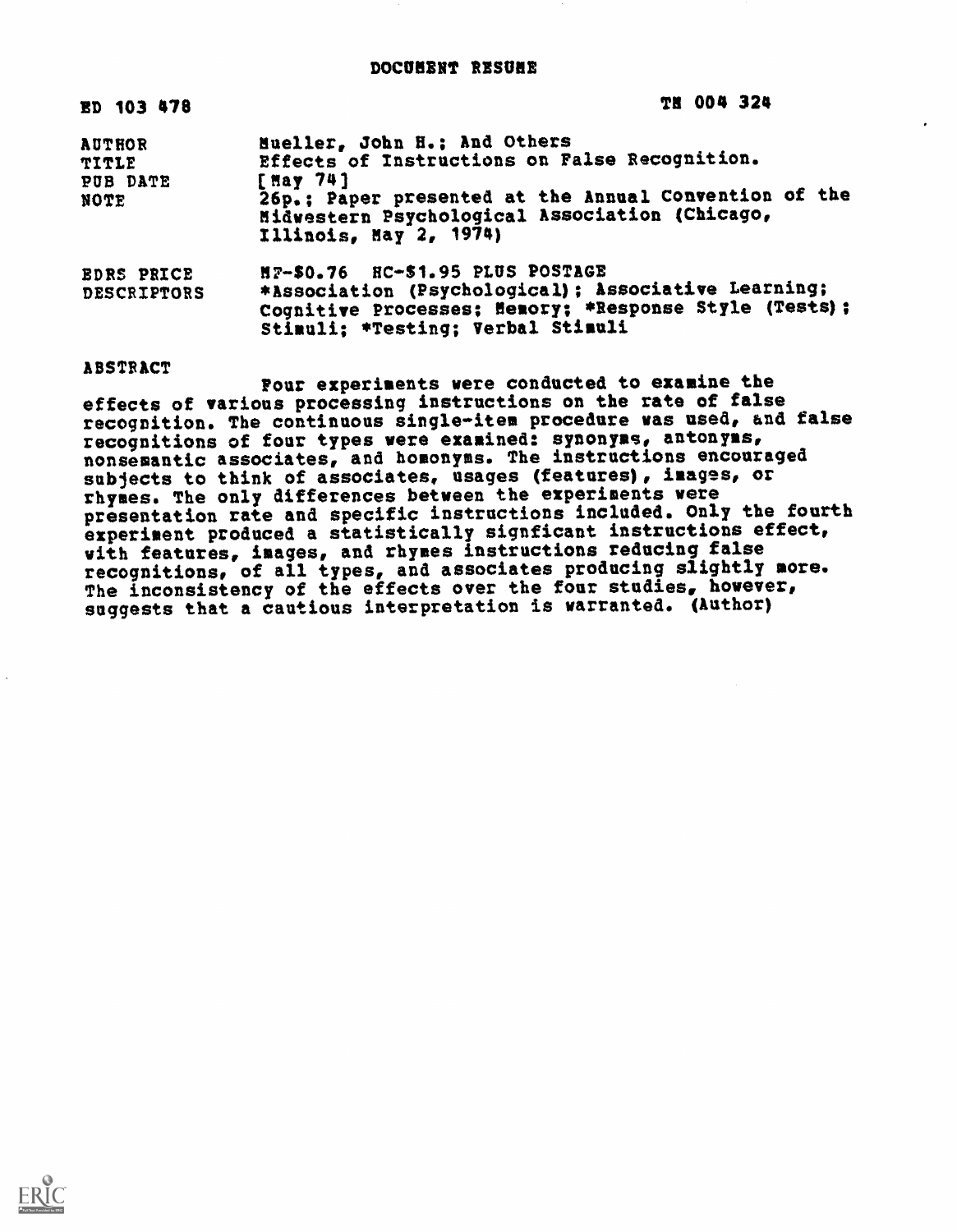# DOCUMENT RESUME

| | |
|---|---|
| ED 103 478 | TM 004 324 |
| AUTHOR | Mueller, John H.; And Others |
| TITLE | Effects of Instructions on False Recognition. |
| PUB DATE | [May 74] |
| NOTE | 26p.; Paper presented at the Annual Convention of the Midwestern Psychological Association (Chicago, Illinois, May 2, 1974) |
| EDRS PRICE | MF-$0.76 HC-$1.95 PLUS POSTAGE |
| DESCRIPTORS | *Association (Psychological); Associative Learning; Cognitive Processes; Memory; *Response Style (Tests); Stimuli; *Testing; Verbal Stimuli |

## ABSTRACT

Four experiments were conducted to examine the effects of various processing instructions on the rate of false recognition. The continuous single-item procedure was used, and false recognitions of four types were examined: synonyms, antonyms, nonsemantic associates, and homonyms. The instructions encouraged subjects to think of associates, usages (features), images, or rhymes. The only differences between the experiments were presentation rate and specific instructions included. Only the fourth experiment produced a statistically signficant instructions effect, with features, images, and rhymes instructions reducing false recognitions, of all types, and associates producing slightly more. The inconsistency of the effects over the four studies, however, suggests that a cautious interpretation is warranted. (Author)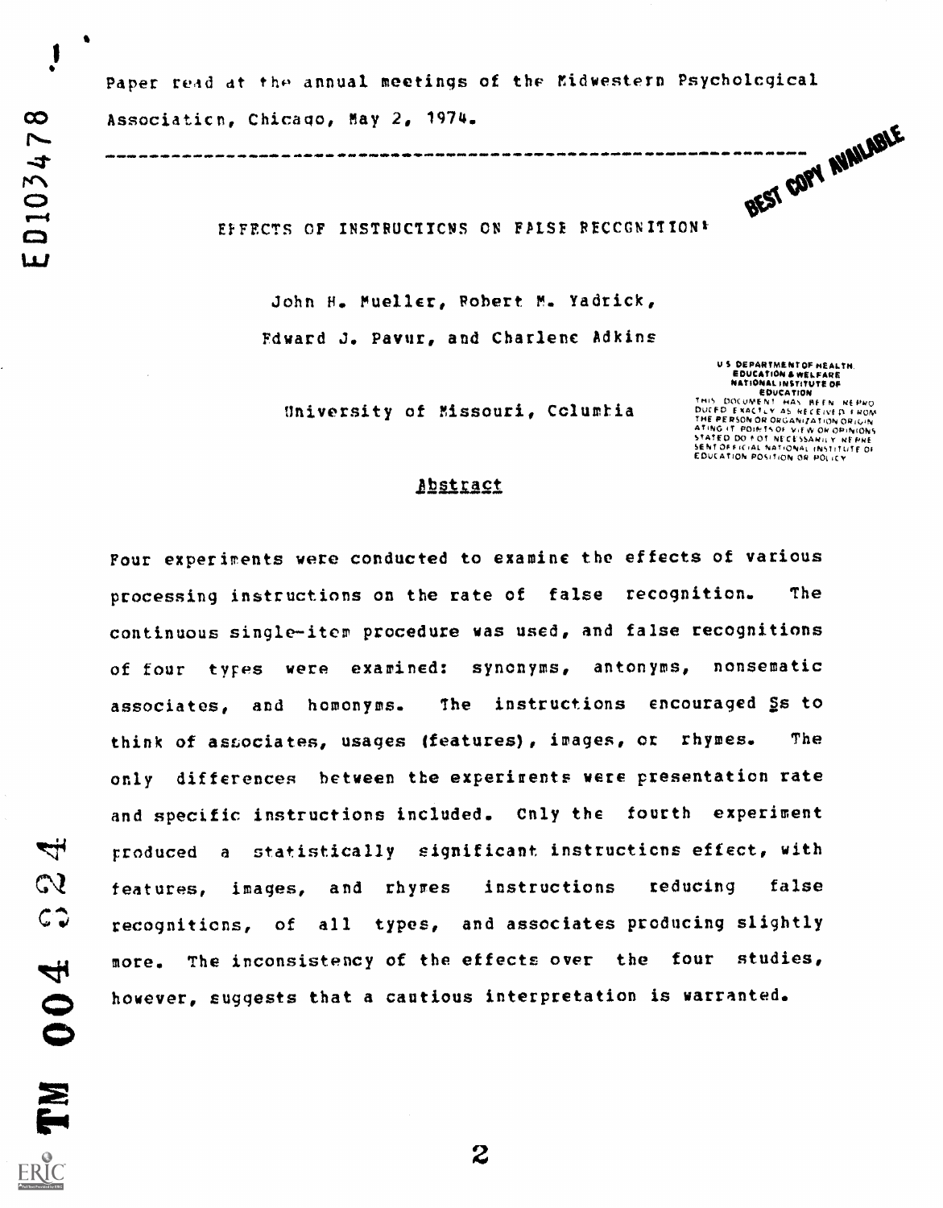Paper read at the annual meetings of the Midwestern Psychological Association, Chicago, May 2, 1974.

---

# EFFECTS OF INSTRUCTIONS ON FALSE RECOGNITION[1]

John H. Mueller, Robert M. Yadrick, Edward J. Pavur, and Charlene Adkins

University of Missouri, Columbia

## Abstract

Four experiments were conducted to examine the effects of various processing instructions on the rate of false recognition. The continuous single-item procedure was used, and false recognitions of four types were examined: synonyms, antonyms, nonsematic associates, and homonyms. The instructions encouraged Ss to think of associates, usages (features), images, or rhymes. The only differences between the experiments were presentation rate and specific instructions included. Only the fourth experiment produced a statistically significant instructions effect, with features, images, and rhymes instructions reducing false recognitions, of all types, and associates producing slightly more. The inconsistency of the effects over the four studies, however, suggests that a cautious interpretation is warranted.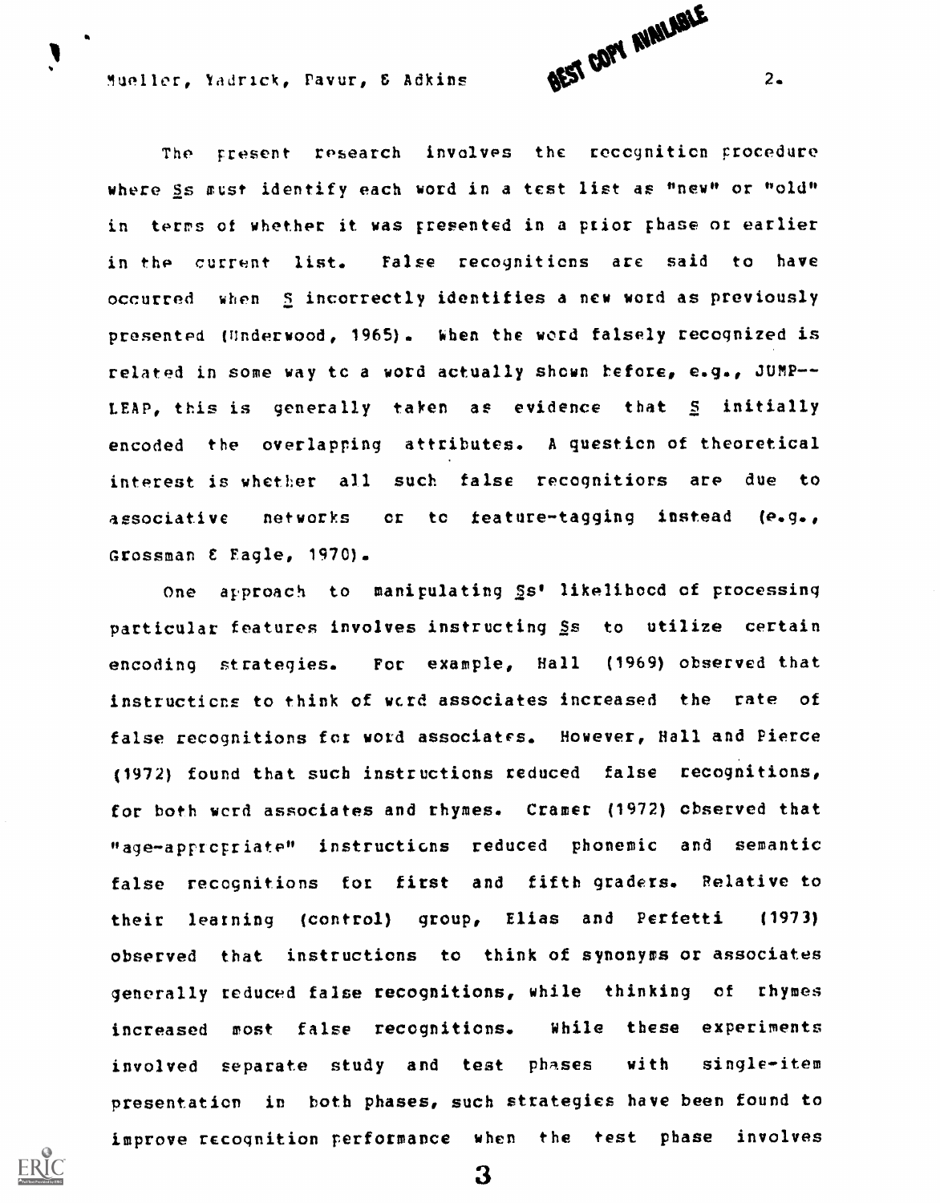The present research involves the recognition procedure where Ss must identify each word in a test list as "new" or "old" in terms of whether it was presented in a prior phase or earlier in the current list. False recognitions are said to have occurred when S incorrectly identifies a new word as previously presented (Underwood, 1965). When the word falsely recognized is related in some way to a word actually shown before, e.g., JUMP--LEAP, this is generally taken as evidence that S initially encoded the overlapping attributes. A question of theoretical interest is whether all such false recognitions are due to associative networks or to feature-tagging instead (e.g., Grossman & Eagle, 1970).

One approach to manipulating Ss' likelihood of processing particular features involves instructing Ss to utilize certain encoding strategies. For example, Hall (1969) observed that instructions to think of word associates increased the rate of false recognitions for word associates. However, Hall and Pierce (1972) found that such instructions reduced false recognitions, for both word associates and rhymes. Cramer (1972) observed that "age-appropriate" instructions reduced phonemic and semantic false recognitions for first and fifth graders. Relative to their learning (control) group, Elias and Perfetti (1973) observed that instructions to think of synonyms or associates generally reduced false recognitions, while thinking of rhymes increased most false recognitions. While these experiments involved separate study and test phases with single-item presentation in both phases, such strategies have been found to improve recognition performance when the test phase involves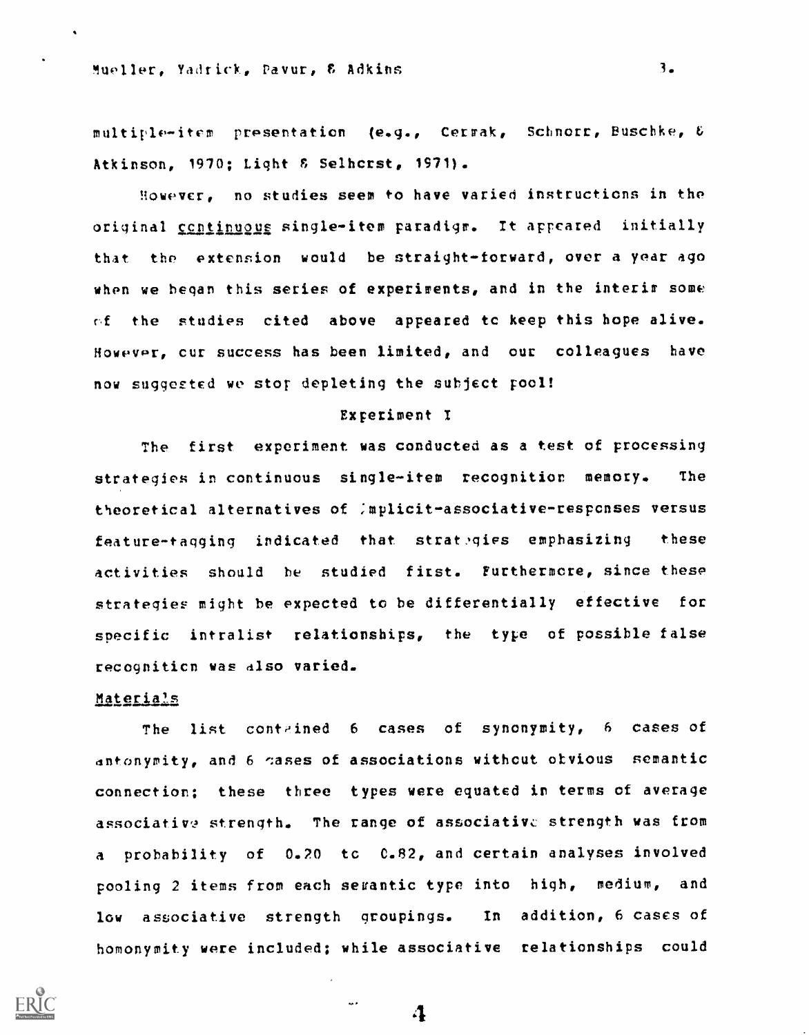multiple-item presentation (e.g., Cermak, Schnorr, Buschke, & Atkinson, 1970; Light & Selhorst, 1971).

However, no studies seem to have varied instructions in the original *continuous* single-item paradigm. It appeared initially that the extension would be straight-forward, over a year ago when we began this series of experiments, and in the interim some of the studies cited above appeared to keep this hope alive. However, our success has been limited, and our colleagues have now suggested we stop depleting the subject pool!

## Experiment I

The first experiment was conducted as a test of processing strategies in continuous single-item recognition memory. The theoretical alternatives of implicit-associative-responses versus feature-tagging indicated that strategies emphasizing these activities should be studied first. Furthermore, since these strategies might be expected to be differentially effective for specific intralist relationships, the type of possible false recognition was also varied.

### Materials

The list contained 6 cases of synonymity, 6 cases of antonymity, and 6 cases of associations without obvious semantic connection; these three types were equated in terms of average associative strength. The range of associative strength was from a probability of 0.20 to 0.82, and certain analyses involved pooling 2 items from each semantic type into high, medium, and low associative strength groupings. In addition, 6 cases of homonymity were included; while associative relationships could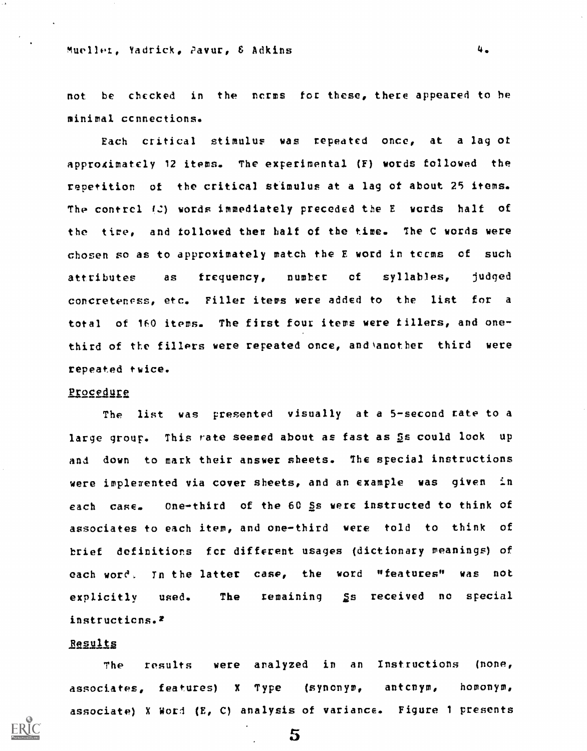not be checked in the norms for these, there appeared to be minimal connections.

Each critical stimulus was repeated once, at a lag of approximately 12 items. The experimental (E) words followed the repetition of the critical stimulus at a lag of about 25 items. The control (C) words immediately preceded the E words half of the time, and followed them half of the time. The C words were chosen so as to approximately match the E word in terms of such attributes as frequency, number of syllables, judged concreteness, etc. Filler items were added to the list for a total of 160 items. The first four items were fillers, and one-third of the fillers were repeated once, and another third were repeated twice.

## Procedure

The list was presented visually at a 5-second rate to a large group. This rate seemed about as fast as *S*s could look up and down to mark their answer sheets. The special instructions were implemented via cover sheets, and an example was given in each case. One-third of the 60 *S*s were instructed to think of associates to each item, and one-third were told to think of brief definitions for different usages (dictionary meanings) of each word. In the latter case, the word "features" was not explicitly used. The remaining *S*s received no special instructions.[2]

## Results

The results were analyzed in an Instructions (none, associates, features) X Type (synonym, antonym, homonym, associate) X Word (E, C) analysis of variance. Figure 1 presents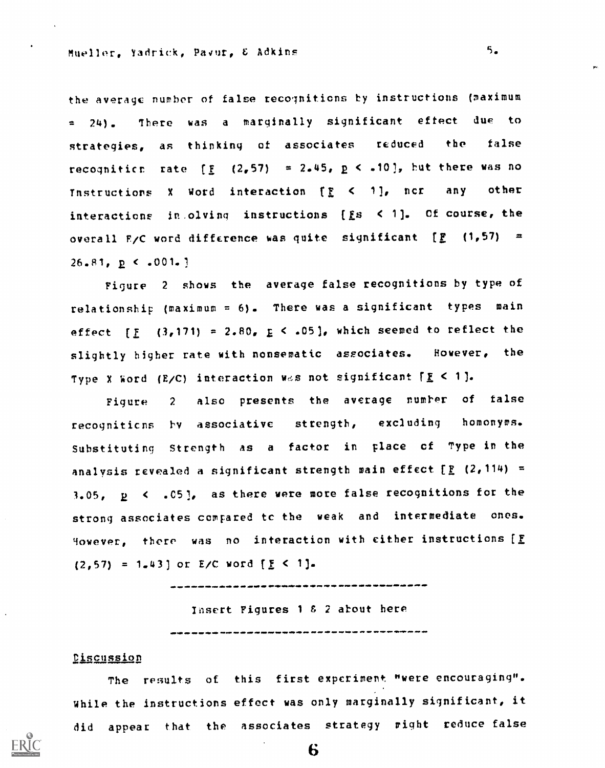the average number of false recognitions by instructions (maximum = 24). There was a marginally significant effect due to strategies, as thinking of associates reduced the false recognition rate [$F(2,57) = 2.45$, $p < .10$], but there was no Instructions X Word interaction [$F < 1$], nor any other interactions involving instructions [$Fs < 1$]. Of course, the overall E/C word difference was quite significant [$F(1,57) = 26.81$, $p < .001$.]

Figure 2 shows the average false recognitions by type of relationship (maximum = 6). There was a significant types main effect [$F(3,171) = 2.80$, $p < .05$], which seemed to reflect the slightly higher rate with nonsematic associates. However, the Type X Word (E/C) interaction was not significant [$F < 1$].

Figure 2 also presents the average number of false recognitions by associative strength, excluding homonyms. Substituting Strength as a factor in place of Type in the analysis revealed a significant strength main effect [$F(2,114) = 3.05$, $p < .05$], as there were more false recognitions for the strong associates compared to the weak and intermediate ones. However, there was no interaction with either instructions [$F(2,57) = 1.43$] or E/C word [$F < 1$].

---

Insert Figures 1 & 2 about here

---

## Discussion

The results of this first experiment "were encouraging". While the instructions effect was only marginally significant, it did appear that the associates strategy might reduce false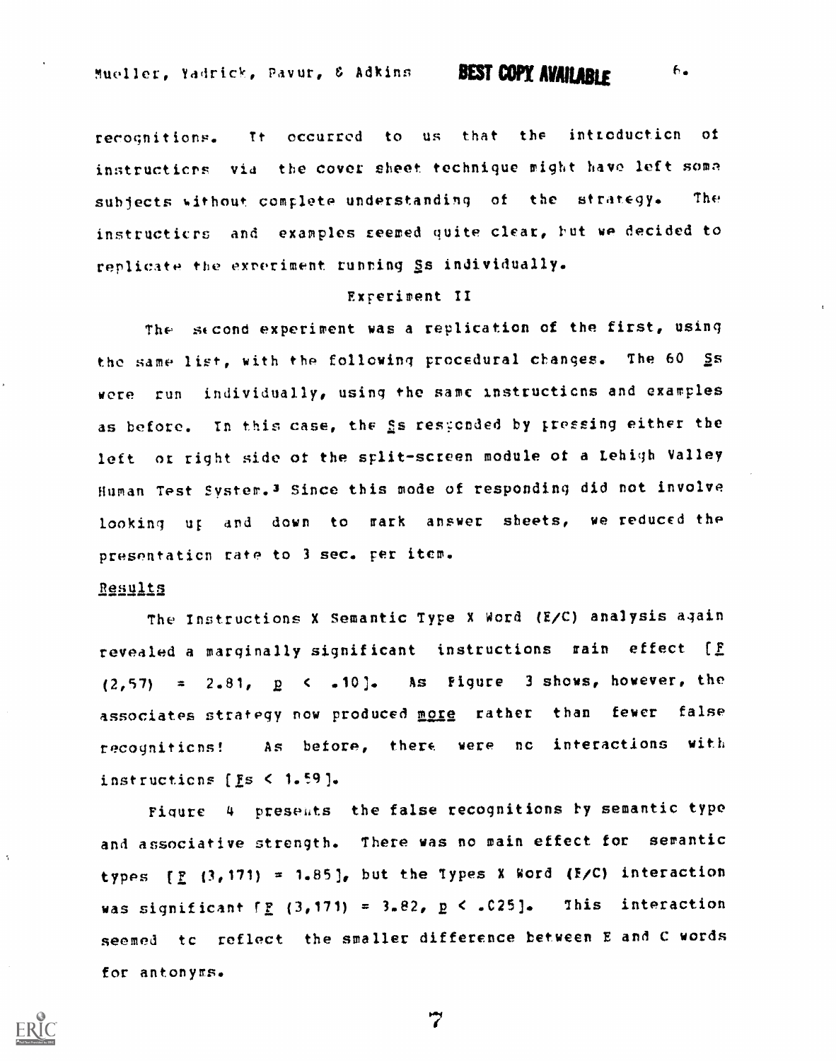recognitions. It occurred to us that the introduction of instructions via the cover sheet technique might have left some subjects without complete understanding of the strategy. The instructions and examples seemed quite clear, but we decided to replicate the experiment running *S*s individually.

## Experiment II

The second experiment was a replication of the first, using the same list, with the following procedural changes. The 60 *S*s were run individually, using the same instructions and examples as before. In this case, the *S*s responded by pressing either the left or right side of the split-screen module of a Lehigh Valley Human Test System.[3] Since this mode of responding did not involve looking up and down to mark answer sheets, we reduced the presentation rate to 3 sec. per item.

### Results

The Instructions X Semantic Type X Word (E/C) analysis again revealed a marginally significant instructions main effect [$F(2,57) = 2.81$, $p < .10$]. As Figure 3 shows, however, the associates strategy now produced *more* rather than fewer false recognitions! As before, there were no interactions with instructions [*F*s $< 1.59$].

Figure 4 presents the false recognitions by semantic type and associative strength. There was no main effect for semantic types [$F(3,171) = 1.85$], but the Types X Word (E/C) interaction was significant [$F(3,171) = 3.82$, $p < .025$]. This interaction seemed to reflect the smaller difference between E and C words for antonyms.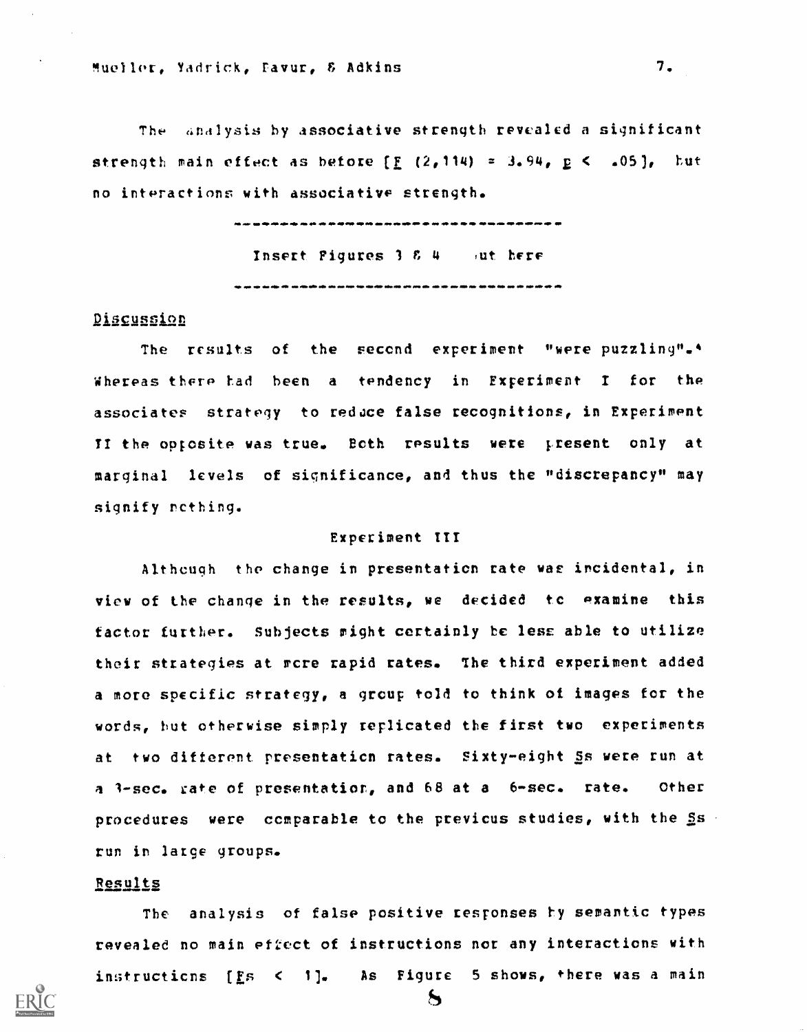The analysis by associative strength revealed a significant strength main effect as before [$F$ (2,114) = 3.94, $p < .05$], but no interactions with associative strength.

---

Insert Figures 3 & 4 out here

---

## Discussion

The results of the second experiment "were puzzling".[4] Whereas there had been a tendency in Experiment I for the associates strategy to reduce false recognitions, in Experiment II the opposite was true. Both results were present only at marginal levels of significance, and thus the "discrepancy" may signify nothing.

### Experiment III

Although the change in presentation rate was incidental, in view of the change in the results, we decided to examine this factor further. Subjects might certainly be less able to utilize their strategies at more rapid rates. The third experiment added a more specific strategy, a group told to think of images for the words, but otherwise simply replicated the first two experiments at two different presentation rates. Sixty-eight Ss were run at a 3-sec. rate of presentation, and 68 at a 6-sec. rate. Other procedures were comparable to the previous studies, with the Ss run in large groups.

## Results

The analysis of false positive responses by semantic types revealed no main effect of instructions nor any interactions with instructions [$Fs < 1$]. As Figure 5 shows, there was a main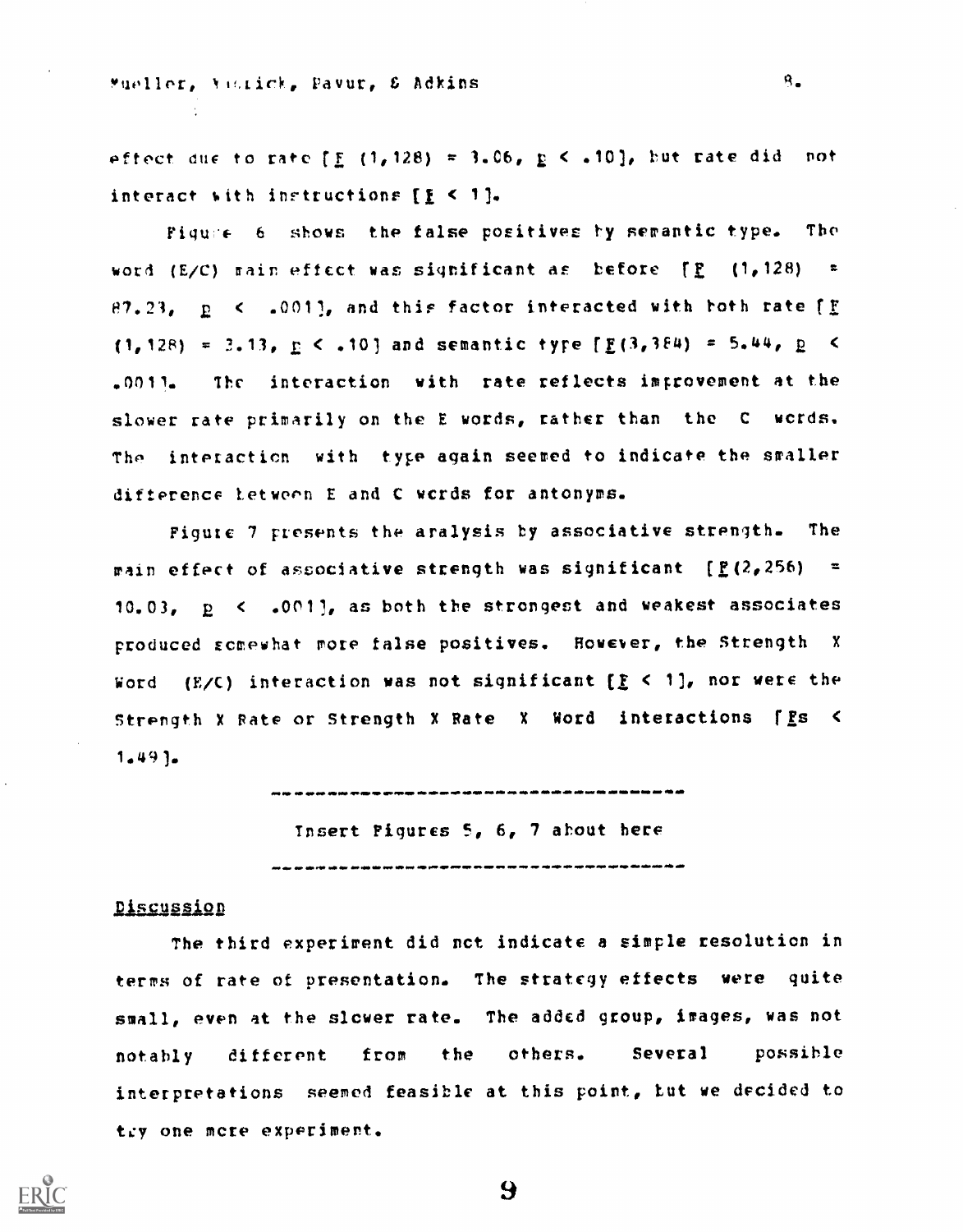effect due to rate [$F$ (1,128) = 3.06, $p < .10$], but rate did not interact with instructions [$F < 1$].

Figure 6 shows the false positives by semantic type. The word (E/C) main effect was significant as before [$F$ (1,128) = 87.23, $p < .001$], and this factor interacted with both rate [$F$ (1,128) = 3.13, $p < .10$] and semantic type [$F$(3,384) = 5.44, $p < .001$]. The interaction with rate reflects improvement at the slower rate primarily on the E words, rather than the C words. The interaction with type again seemed to indicate the smaller difference between E and C words for antonyms.

Figure 7 presents the analysis by associative strength. The main effect of associative strength was significant [$F$(2,256) = 10.03, $p < .001$], as both the strongest and weakest associates produced somewhat more false positives. However, the Strength X Word (E/C) interaction was not significant [$F < 1$], nor were the Strength X Rate or Strength X Rate X Word interactions [$F$s < 1.49].

---

Insert Figures 5, 6, 7 about here

---

## Discussion

The third experiment did not indicate a simple resolution in terms of rate of presentation. The strategy effects were quite small, even at the slower rate. The added group, images, was not notably different from the others. Several possible interpretations seemed feasible at this point, but we decided to try one more experiment.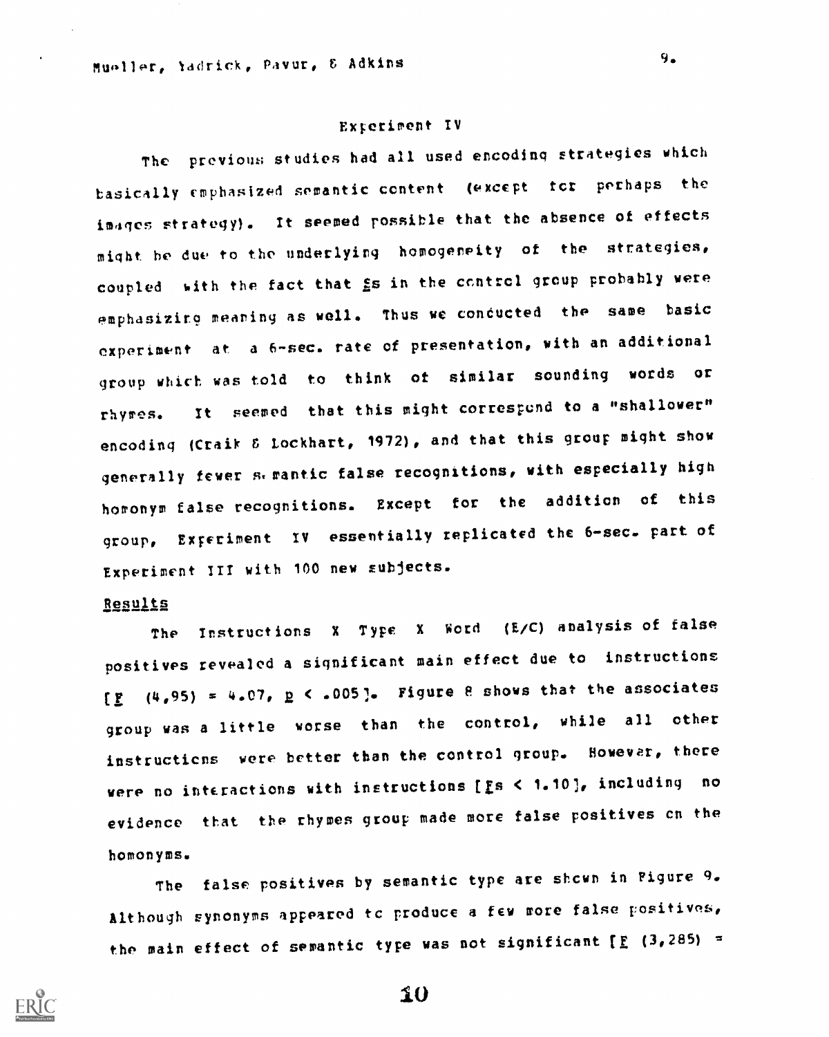## Experiment IV

The previous studies had all used encoding strategies which basically emphasized semantic content (except for perhaps the images strategy). It seemed possible that the absence of effects might be due to the underlying homogeneity of the strategies, coupled with the fact that *S*s in the control group probably were emphasizing meaning as well. Thus we conducted the same basic experiment at a 6-sec. rate of presentation, with an additional group which was told to think of similar sounding words or rhymes. It seemed that this might correspond to a "shallower" encoding (Craik & Lockhart, 1972), and that this group might show generally fewer semantic false recognitions, with especially high homonym false recognitions. Except for the addition of this group, Experiment IV essentially replicated the 6-sec. part of Experiment III with 100 new subjects.

### Results

The Instructions X Type X Word (E/C) analysis of false positives revealed a significant main effect due to instructions [$F\ (4,95) = 4.07,\ p < .005$]. Figure 8 shows that the associates group was a little worse than the control, while all other instructions were better than the control group. However, there were no interactions with instructions [$F$s $< 1.10$], including no evidence that the rhymes group made more false positives on the homonyms.

The false positives by semantic type are shown in Figure 9. Although synonyms appeared to produce a few more false positives, the main effect of semantic type was not significant [$F\ (3,285) =$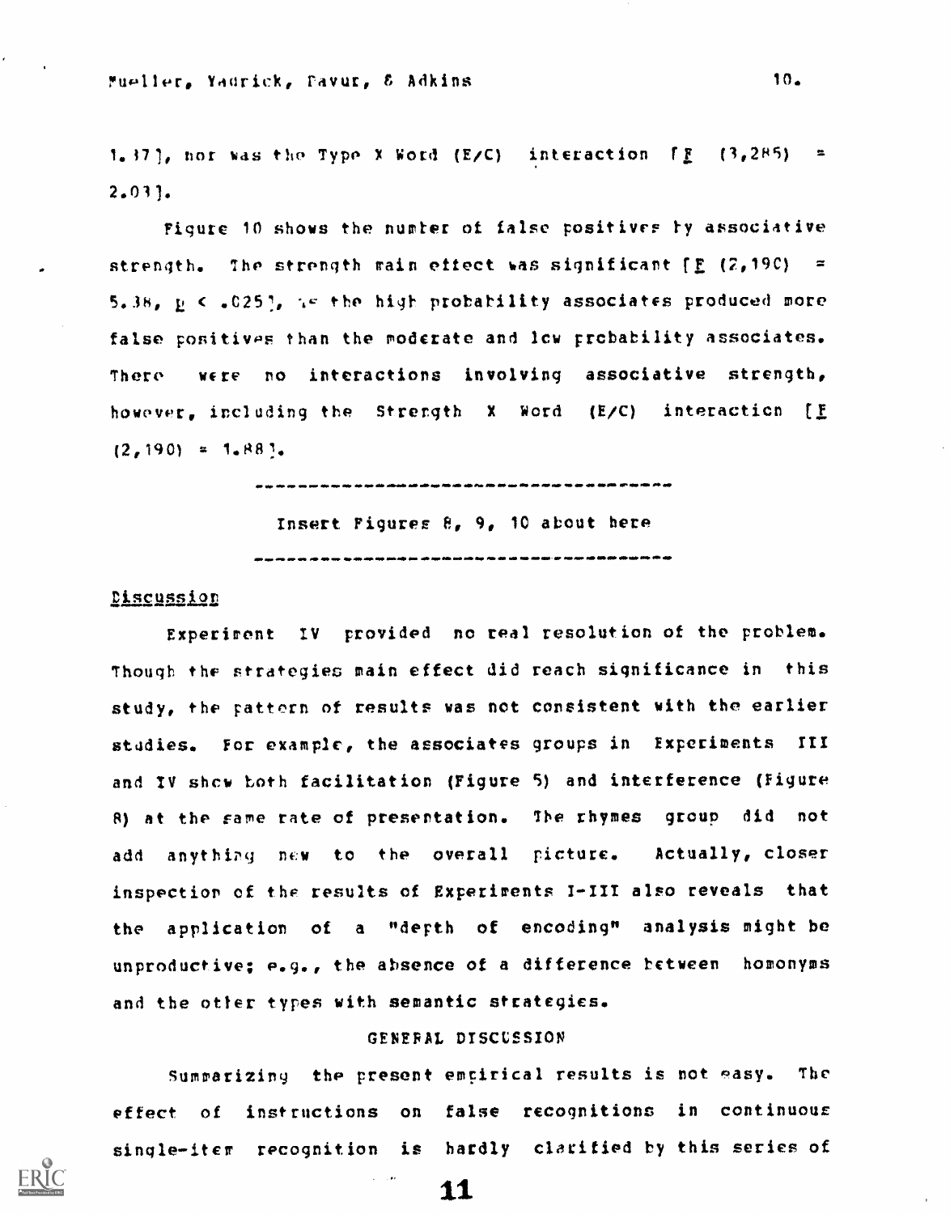1.37], nor was the Type X Word (E/C) interaction [$F$ $(3,285)$ = 2.03].

Figure 10 shows the number of false positives by associative strength. The strength main effect was significant [$F$ $(2,190)$ = 5.38, $p < .025$], as the high probability associates produced more false positives than the moderate and low probability associates. There were no interactions involving associative strength, however, including the Strength X Word (E/C) interaction [$F$ $(2,190)$ = 1.88].

---

Insert Figures 8, 9, 10 about here

---

## Discussion

Experiment IV provided no real resolution of the problem. Though the strategies main effect did reach significance in this study, the pattern of results was not consistent with the earlier studies. For example, the associates groups in Experiments III and IV show both facilitation (Figure 5) and interference (Figure 8) at the same rate of presentation. The rhymes group did not add anything new to the overall picture. Actually, closer inspection of the results of Experiments I-III also reveals that the application of a "depth of encoding" analysis might be unproductive; e.g., the absence of a difference between homonyms and the other types with semantic strategies.

# GENERAL DISCUSSION

Summarizing the present empirical results is not easy. The effect of instructions on false recognitions in continuous single-item recognition is hardly clarified by this series of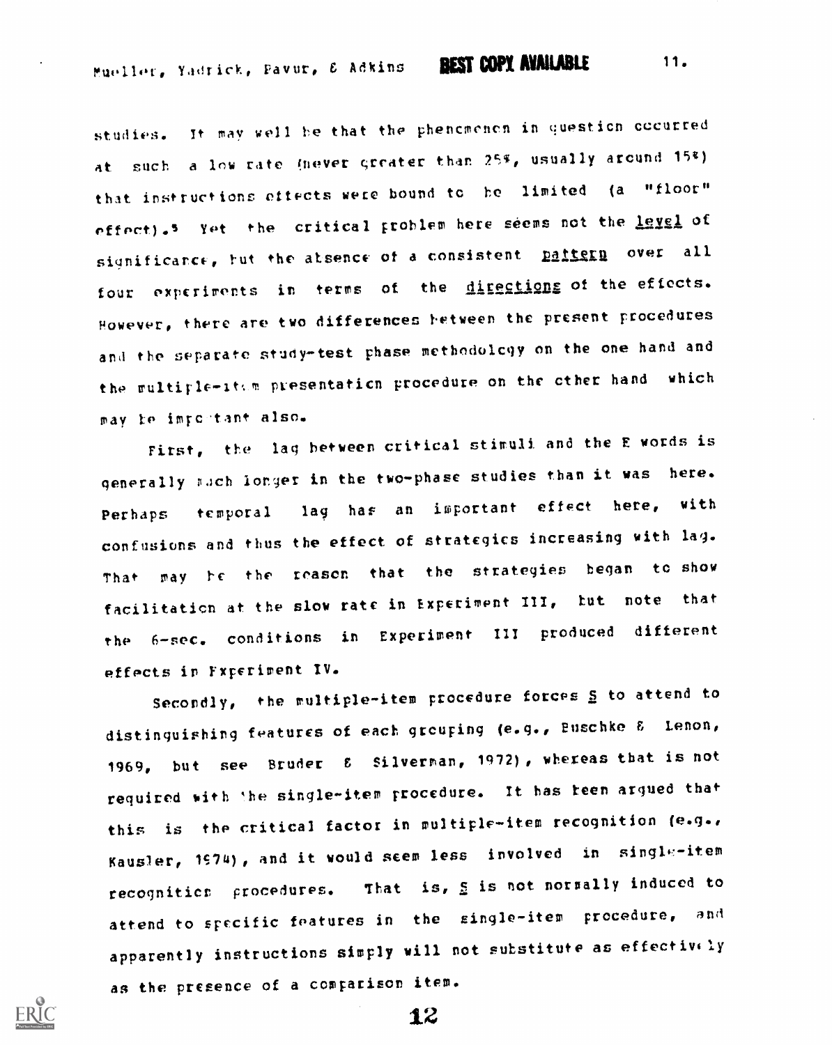studies. It may well be that the phenomenon in question occurred at such a low rate (never greater than 25%, usually around 15%) that instructions effects were bound to be limited (a "floor" effect).[5] Yet the critical problem here seems not the <u>level</u> of significance, but the absence of a consistent <u>pattern</u> over all four experiments in terms of the <u>directions</u> of the effects. However, there are two differences between the present procedures and the separate study-test phase methodology on the one hand and the multiple-item presentation procedure on the other hand which may be important also.

First, the lag between critical stimuli and the E words is generally much longer in the two-phase studies than it was here. Perhaps temporal lag has an important effect here, with confusions and thus the effect of strategies increasing with lag. That may be the reason that the strategies began to show facilitation at the slow rate in Experiment III, but note that the 6-sec. conditions in Experiment III produced different effects in Experiment IV.

Secondly, the multiple-item procedure forces <u>S</u> to attend to distinguishing features of each grouping (e.g., Buschke & Lenon, 1969, but see Bruder & Silverman, 1972), whereas that is not required with the single-item procedure. It has been argued that this is the critical factor in multiple-item recognition (e.g., Kausler, 1974), and it would seem less involved in single-item recognition procedures. That is, <u>S</u> is not normally induced to attend to specific features in the single-item procedure, and apparently instructions simply will not substitute as effectively as the presence of a comparison item.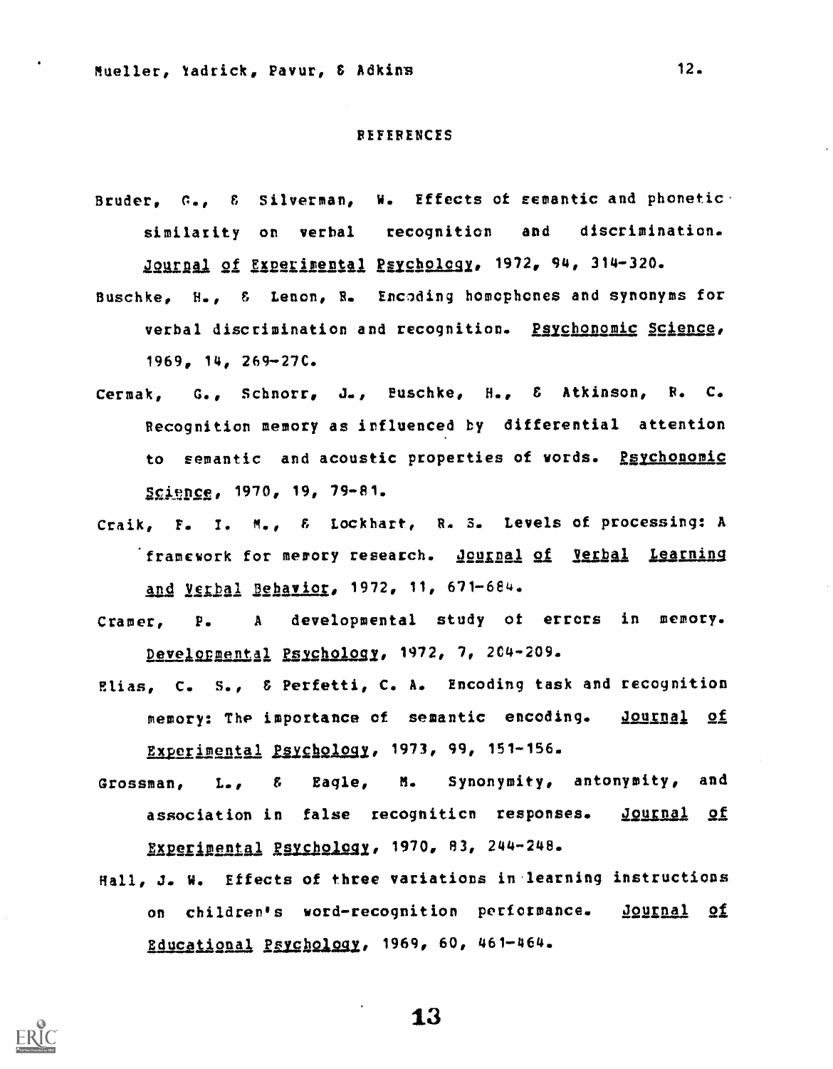# REFERENCES

Bruder, G., & Silverman, W. Effects of semantic and phonetic similarity on verbal recognition and discrimination. *Journal of Experimental Psychology*, 1972, 94, 314-320.

Buschke, H., & Lenon, R. Encoding homophones and synonyms for verbal discrimination and recognition. *Psychonomic Science*, 1969, 14, 269-270.

Cermak, G., Schnorr, J., Buschke, H., & Atkinson, R. C. Recognition memory as influenced by differential attention to semantic and acoustic properties of words. *Psychonomic Science*, 1970, 19, 79-81.

Craik, F. I. M., & Lockhart, R. S. Levels of processing: A framework for memory research. *Journal of Verbal Learning and Verbal Behavior*, 1972, 11, 671-684.

Cramer, P. A developmental study of errors in memory. *Developmental Psychology*, 1972, 7, 204-209.

Elias, C. S., & Perfetti, C. A. Encoding task and recognition memory: The importance of semantic encoding. *Journal of Experimental Psychology*, 1973, 99, 151-156.

Grossman, L., & Eagle, M. Synonymity, antonymity, and association in false recognition responses. *Journal of Experimental Psychology*, 1970, 83, 244-248.

Hall, J. W. Effects of three variations in learning instructions on children's word-recognition performance. *Journal of Educational Psychology*, 1969, 60, 461-464.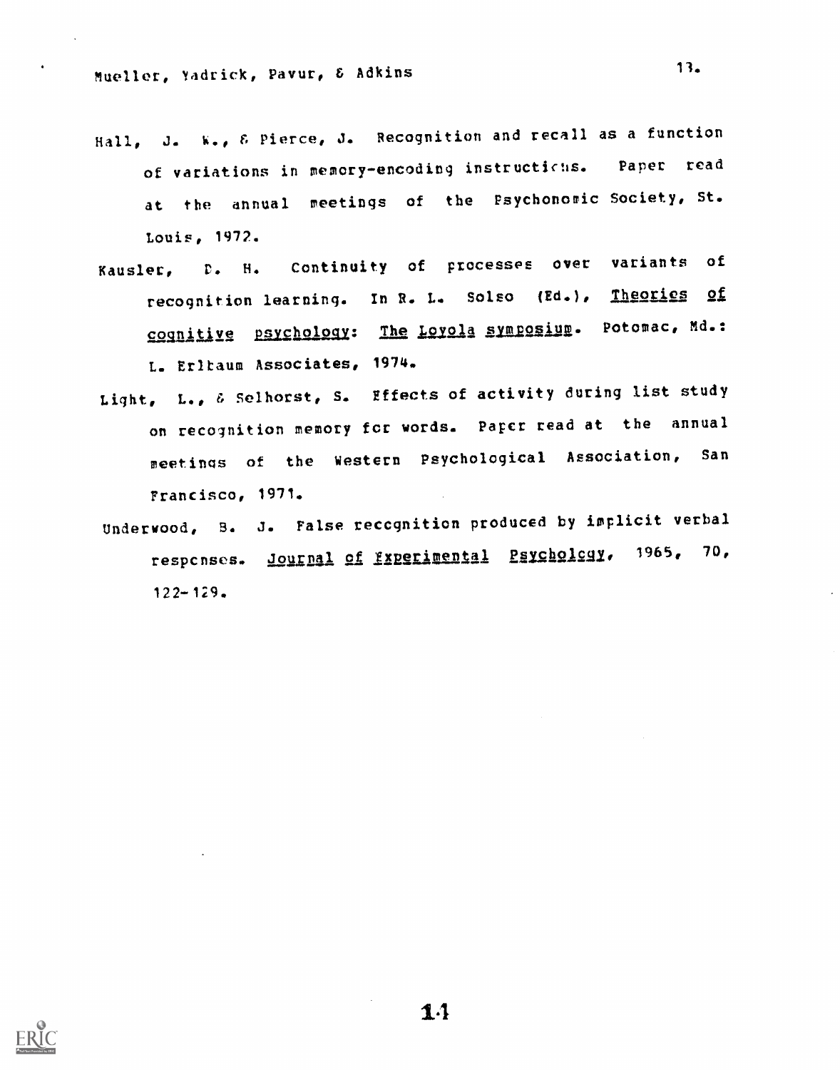Hall, J. W., & Pierce, J. Recognition and recall as a function of variations in memory-encoding instructions. Paper read at the annual meetings of the Psychonomic Society, St. Louis, 1972.

Kausler, D. H. Continuity of processes over variants of recognition learning. In R. L. Solso (Ed.), *Theories of cognitive psychology: The Loyola symposium*. Potomac, Md.: L. Erlbaum Associates, 1974.

Light, L., & Selhorst, S. Effects of activity during list study on recognition memory for words. Paper read at the annual meetings of the Western Psychological Association, San Francisco, 1971.

Underwood, B. J. False recognition produced by implicit verbal responses. *Journal of Experimental Psychology*, 1965, 70, 122-129.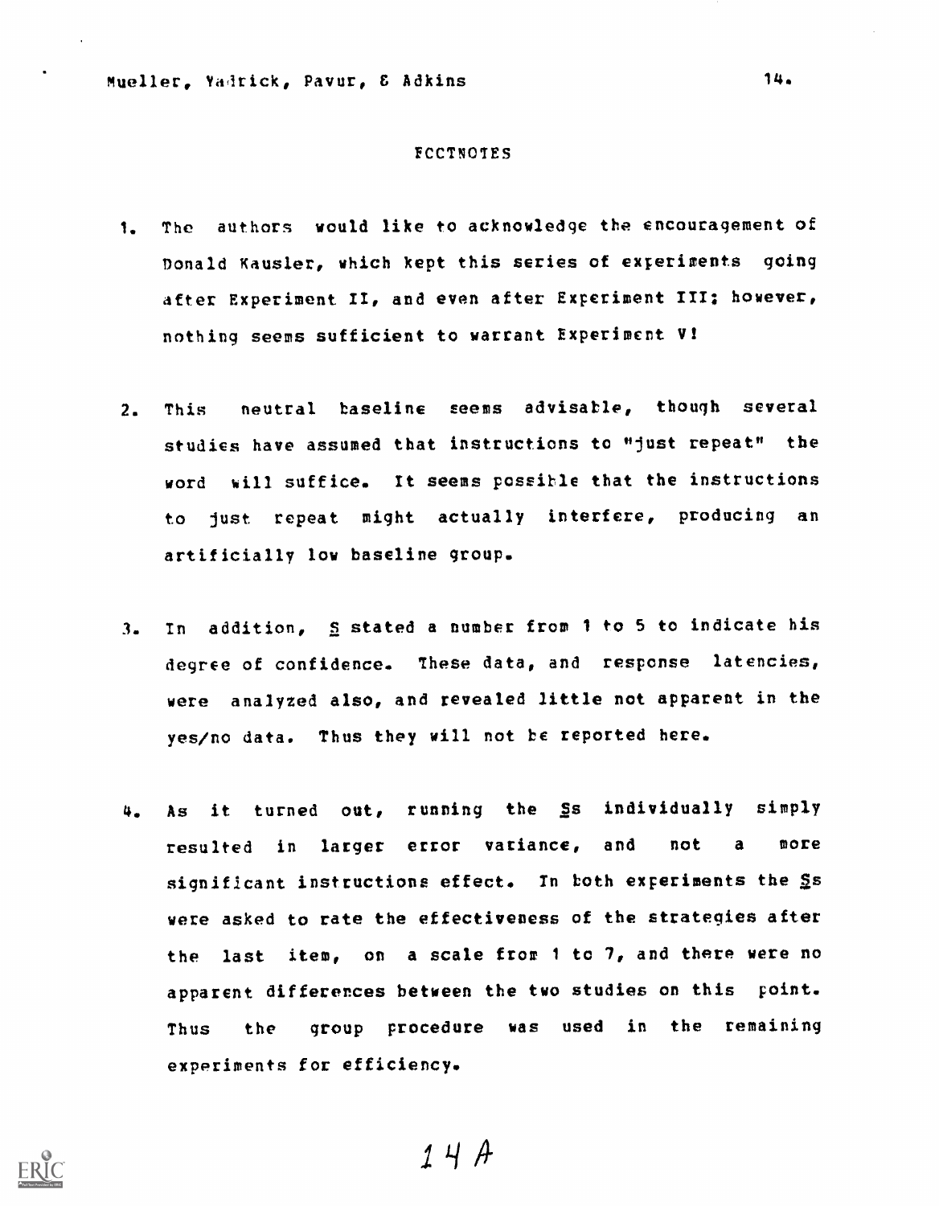# FOOTNOTES

1. The authors would like to acknowledge the encouragement of Donald Kausler, which kept this series of experiments going after Experiment II, and even after Experiment III; however, nothing seems sufficient to warrant Experiment V!

2. This neutral baseline seems advisable, though several studies have assumed that instructions to "just repeat" the word will suffice. It seems possible that the instructions to just repeat might actually interfere, producing an artificially low baseline group.

3. In addition, S stated a number from 1 to 5 to indicate his degree of confidence. These data, and response latencies, were analyzed also, and revealed little not apparent in the yes/no data. Thus they will not be reported here.

4. As it turned out, running the Ss individually simply resulted in larger error variance, and not a more significant instructions effect. In both experiments the Ss were asked to rate the effectiveness of the strategies after the last item, on a scale from 1 to 7, and there were no apparent differences between the two studies on this point. Thus the group procedure was used in the remaining experiments for efficiency.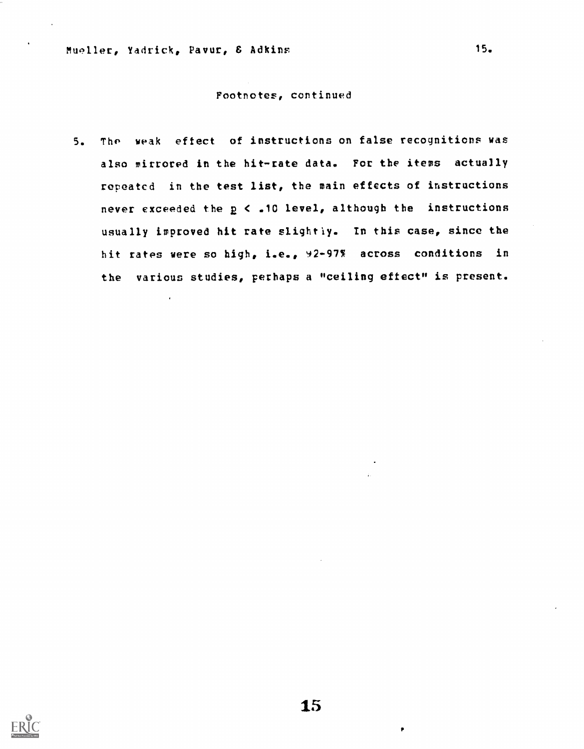Footnotes, continued

5. The weak effect of instructions on false recognitions was also mirrored in the hit-rate data. For the items actually repeated in the test list, the main effects of instructions never exceeded the $p < .10$ level, although the instructions usually improved hit rate slightly. In this case, since the hit rates were so high, i.e., 92-97% across conditions in the various studies, perhaps a "ceiling effect" is present.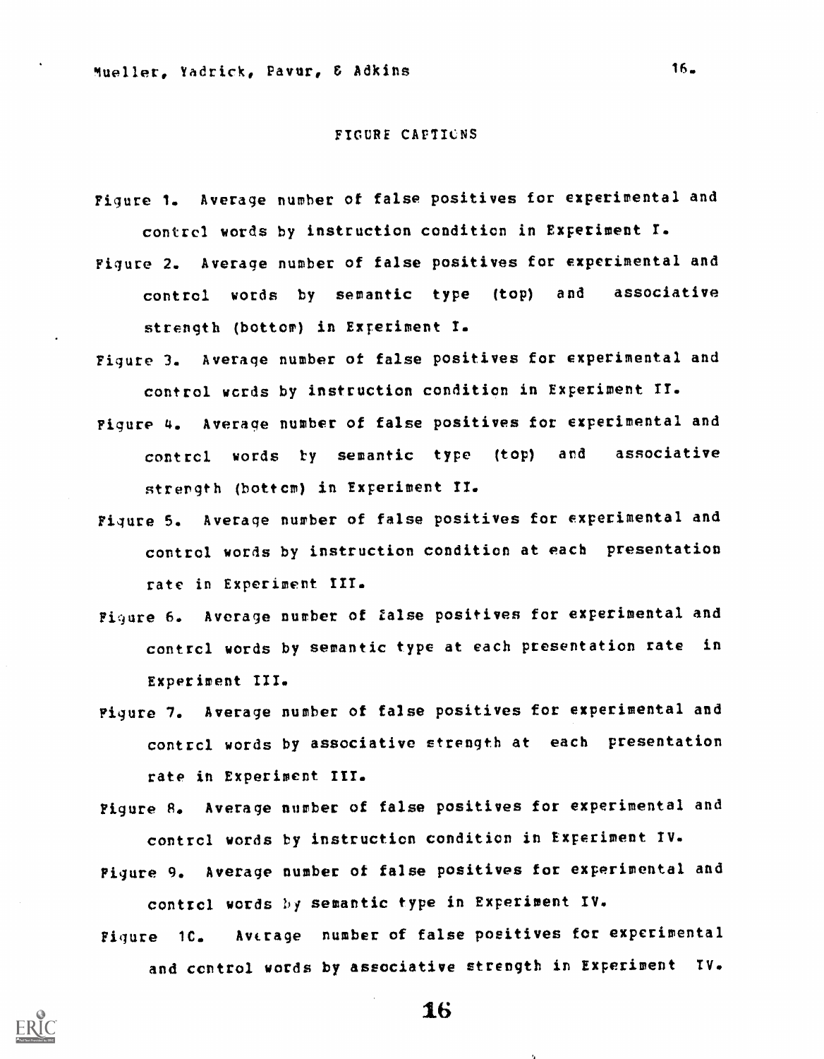## FIGURE CAPTIONS

Figure 1. Average number of false positives for experimental and control words by instruction condition in Experiment I.

Figure 2. Average number of false positives for experimental and control words by semantic type (top) and associative strength (bottom) in Experiment I.

Figure 3. Average number of false positives for experimental and control words by instruction condition in Experiment II.

Figure 4. Average number of false positives for experimental and control words by semantic type (top) and associative strength (bottom) in Experiment II.

Figure 5. Average number of false positives for experimental and control words by instruction condition at each presentation rate in Experiment III.

Figure 6. Average number of false positives for experimental and control words by semantic type at each presentation rate in Experiment III.

Figure 7. Average number of false positives for experimental and control words by associative strength at each presentation rate in Experiment III.

Figure 8. Average number of false positives for experimental and control words by instruction condition in Experiment IV.

Figure 9. Average number of false positives for experimental and control words by semantic type in Experiment IV.

Figure 10. Average number of false positives for experimental and control words by associative strength in Experiment IV.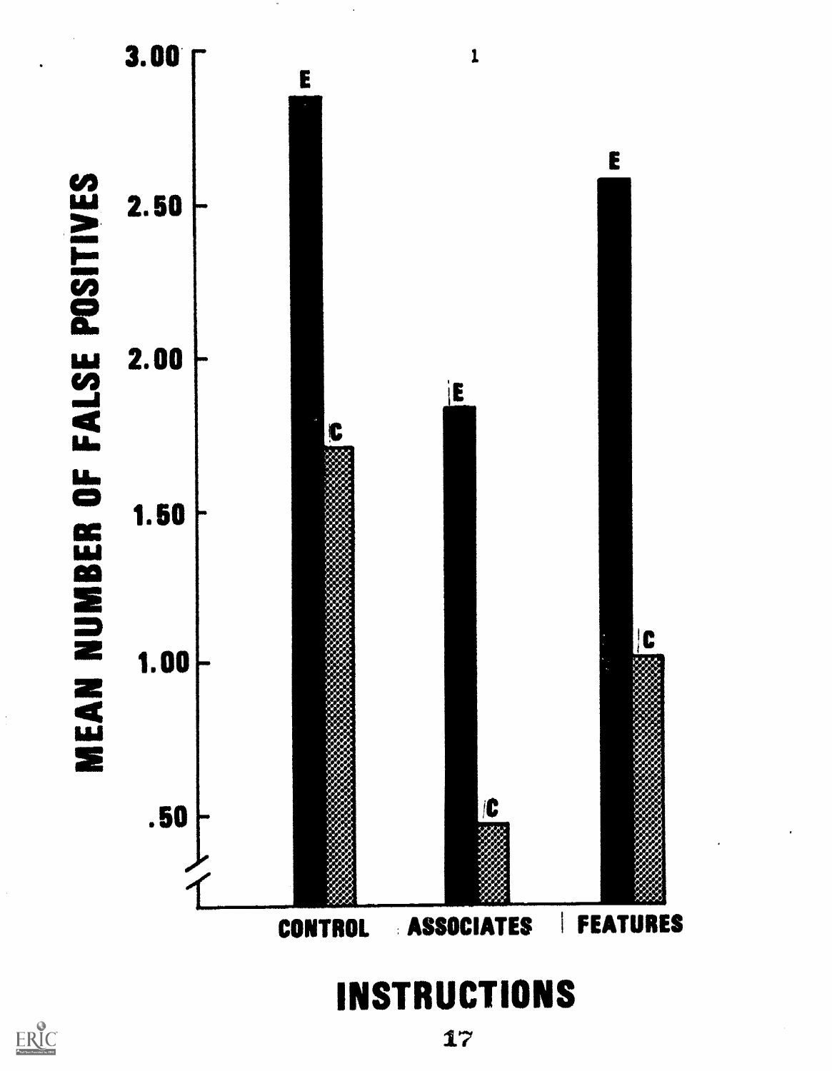1

MEAN NUMBER OF FALSE POSITIVES

3.00

2.50

2.00

1.50

1.00

.50

E C E C E C

CONTROL ASSOCIATES FEATURES

INSTRUCTIONS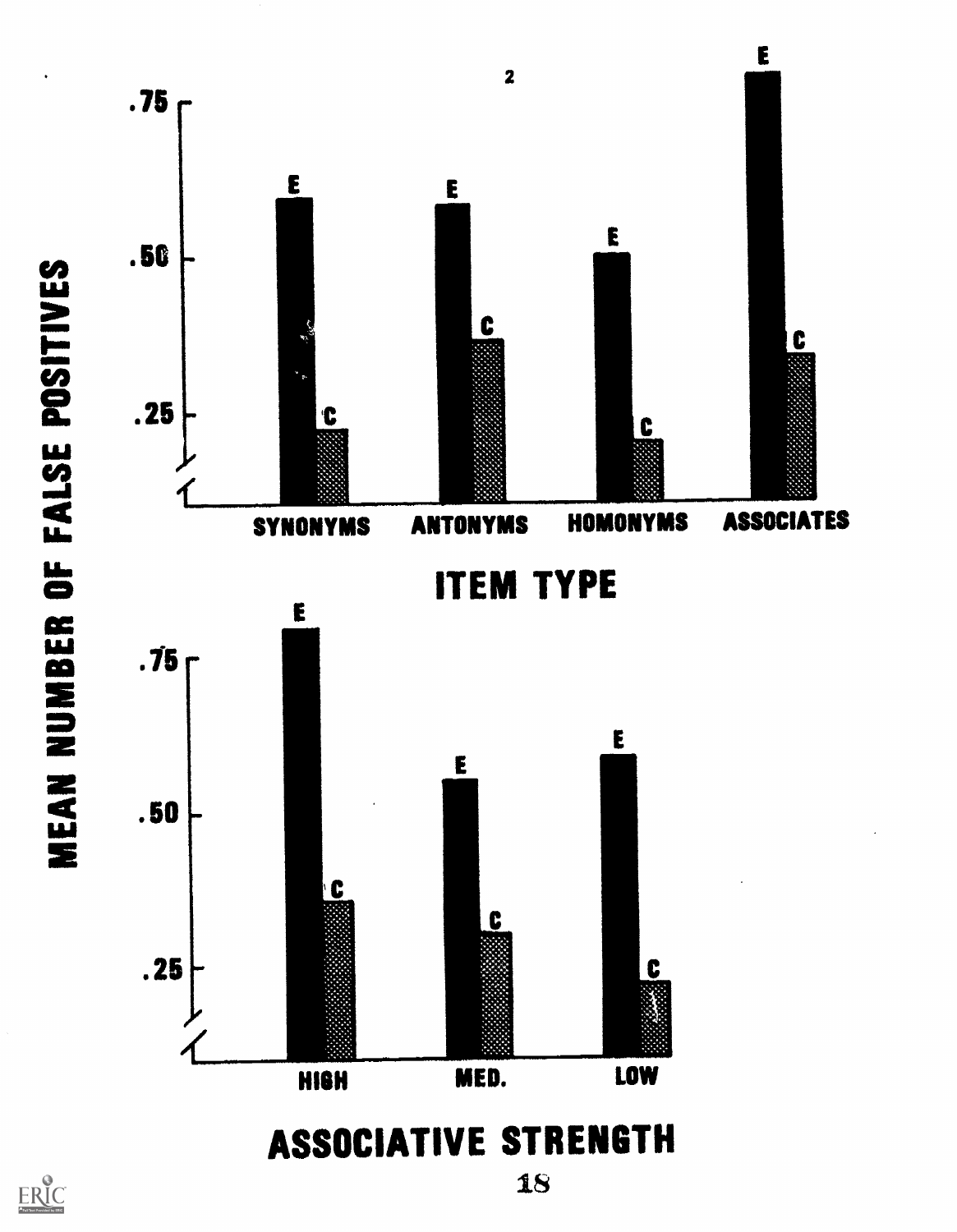2

MEAN NUMBER OF FALSE POSITIVES

.75

.50

.25

E C

SYNONYMS ANTONYMS HOMONYMS ASSOCIATES

ITEM TYPE

.75

.50

.25

E C

HIGH MED. LOW

ASSOCIATIVE STRENGTH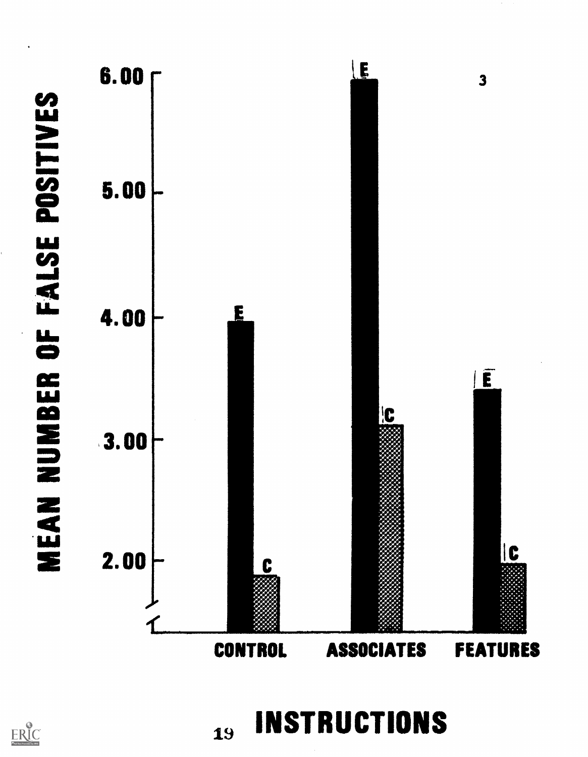3

MEAN NUMBER OF FALSE POSITIVES

6.00

5.00

4.00

3.00

2.00

| | E | C |
|---|---|---|
| CONTROL | E | C |
| ASSOCIATES | E | C |
| FEATURES | E | C |

INSTRUCTIONS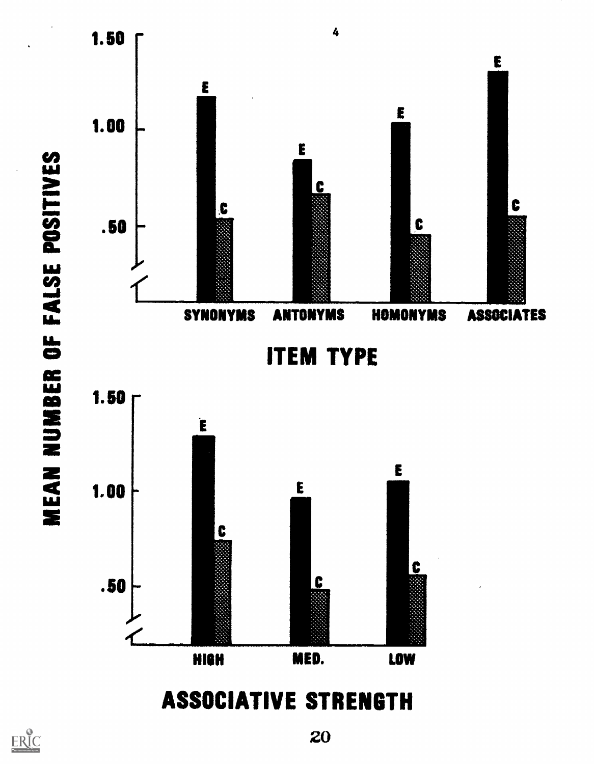4

MEAN NUMBER OF FALSE POSITIVES

1.50

1.00

.50

E C

SYNONYMS ANTONYMS HOMONYMS ASSOCIATES

ITEM TYPE

1.50

1.00

.50

E C

HIGH MED. LOW

ASSOCIATIVE STRENGTH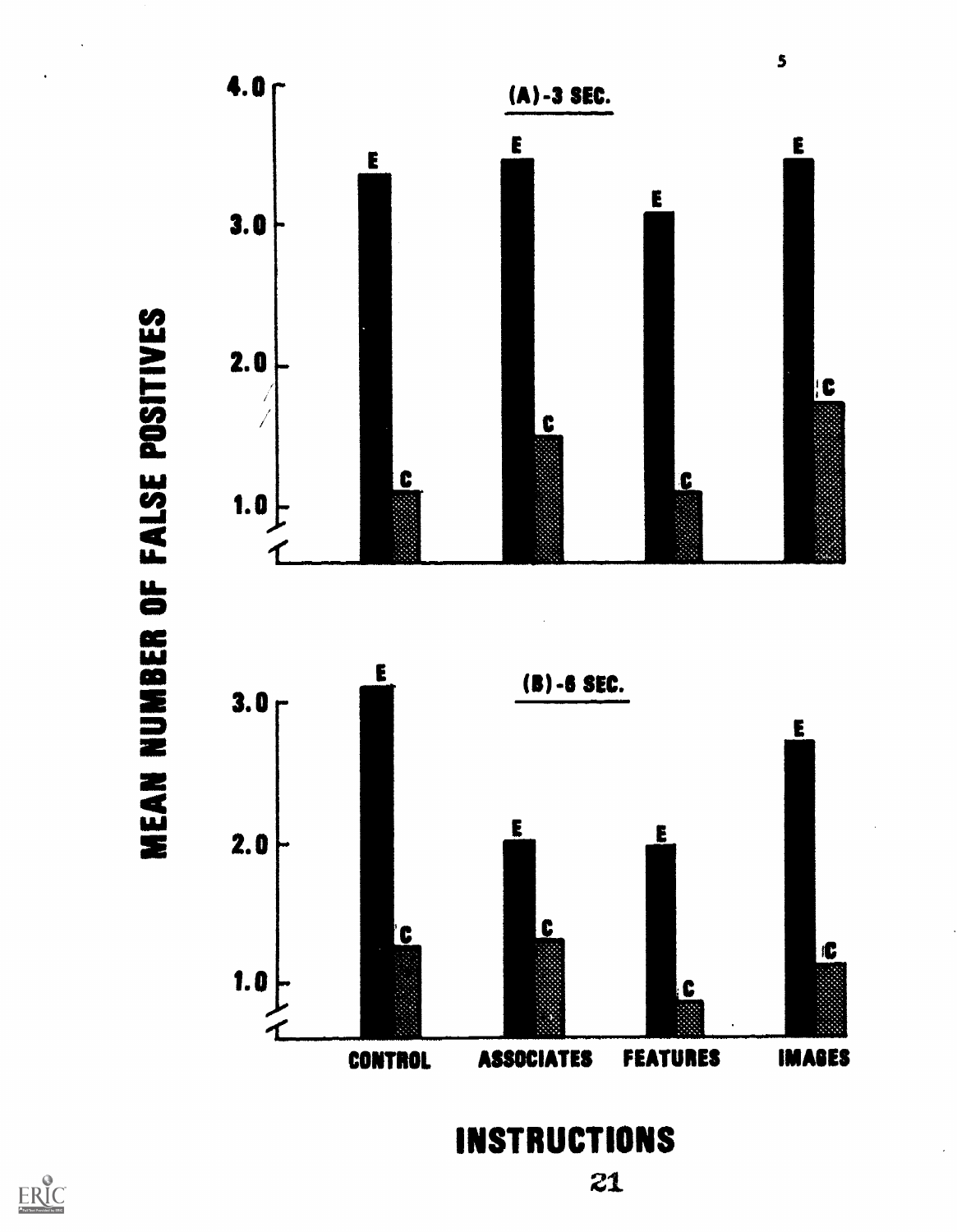5

MEAN NUMBER OF FALSE POSITIVES

(A)-3 SEC.

(B)-6 SEC.

CONTROL ASSOCIATES FEATURES IMAGES

INSTRUCTIONS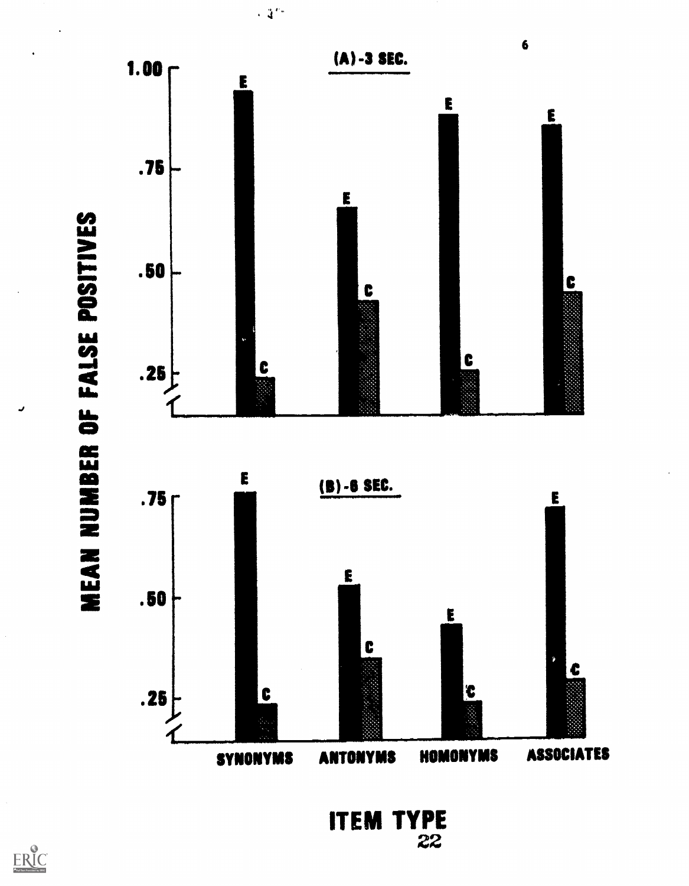(A)-3 SEC.

(B)-6 SEC.

MEAN NUMBER OF FALSE POSITIVES

SYNONYMS ANTONYMS HOMONYMS ASSOCIATES

ITEM TYPE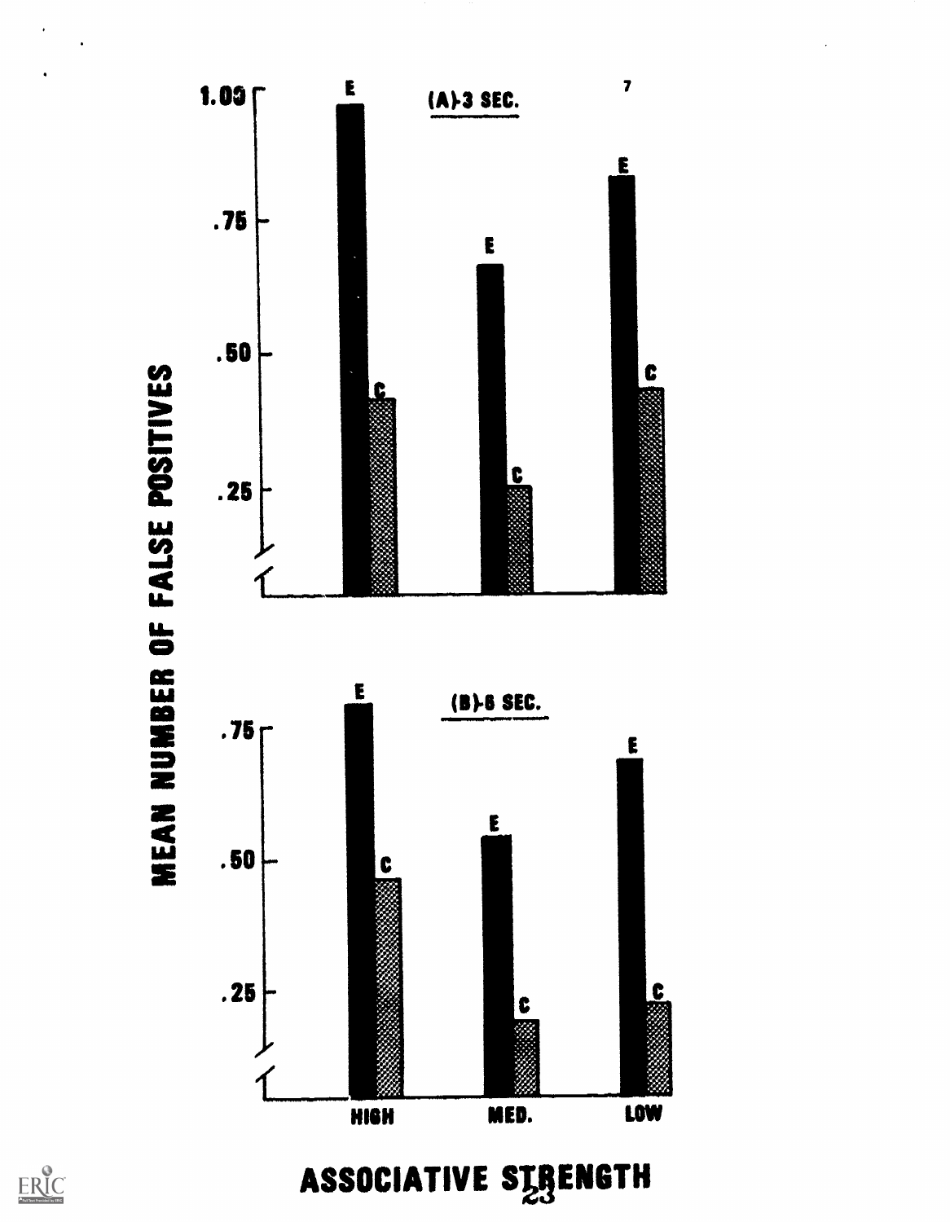7

(A)-3 SEC.

(B)-6 SEC.

MEAN NUMBER OF FALSE POSITIVES

1.00

.75

.50

.25

E C E C E C

HIGH MED. LOW

ASSOCIATIVE STRENGTH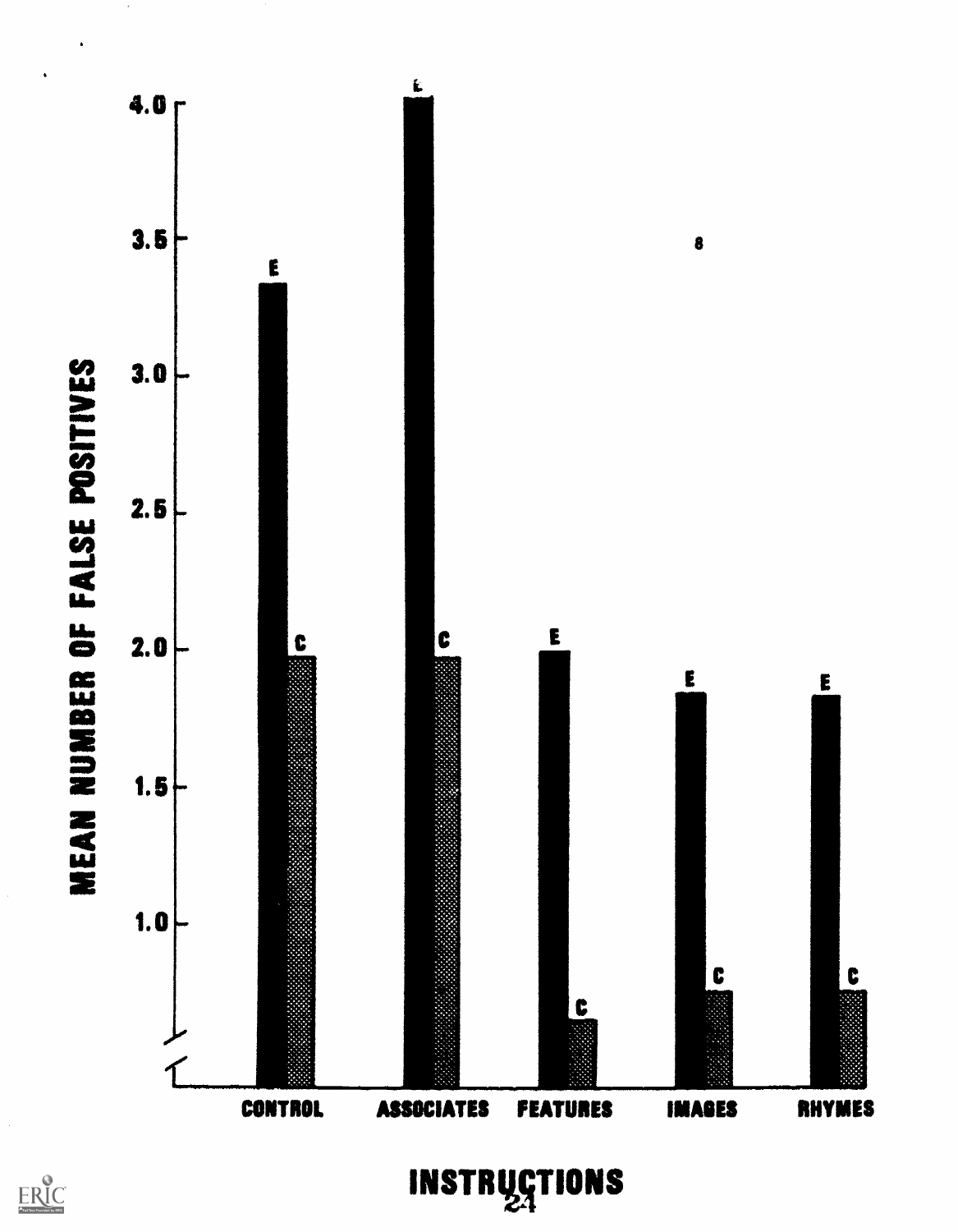MEAN NUMBER OF FALSE POSITIVES

4.0

3.5

3.0

2.5

2.0

1.5

1.0

E C

CONTROL ASSOCIATES FEATURES IMAGES RHYMES

INSTRUCTIONS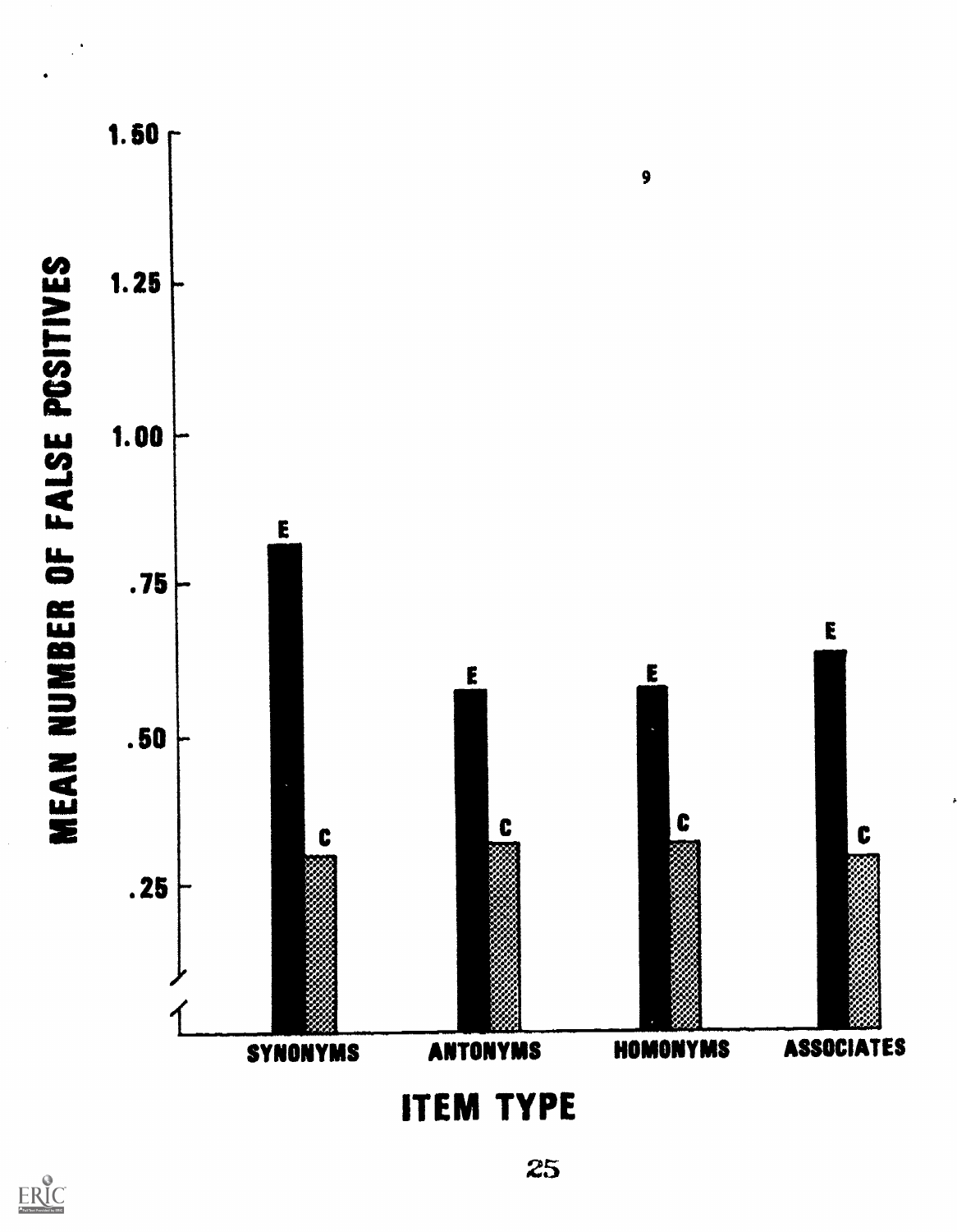9

MEAN NUMBER OF FALSE POSITIVES

1.50

1.25

1.00

.75

.50

.25

E C E C E C E C

SYNONYMS ANTONYMS HOMONYMS ASSOCIATES

ITEM TYPE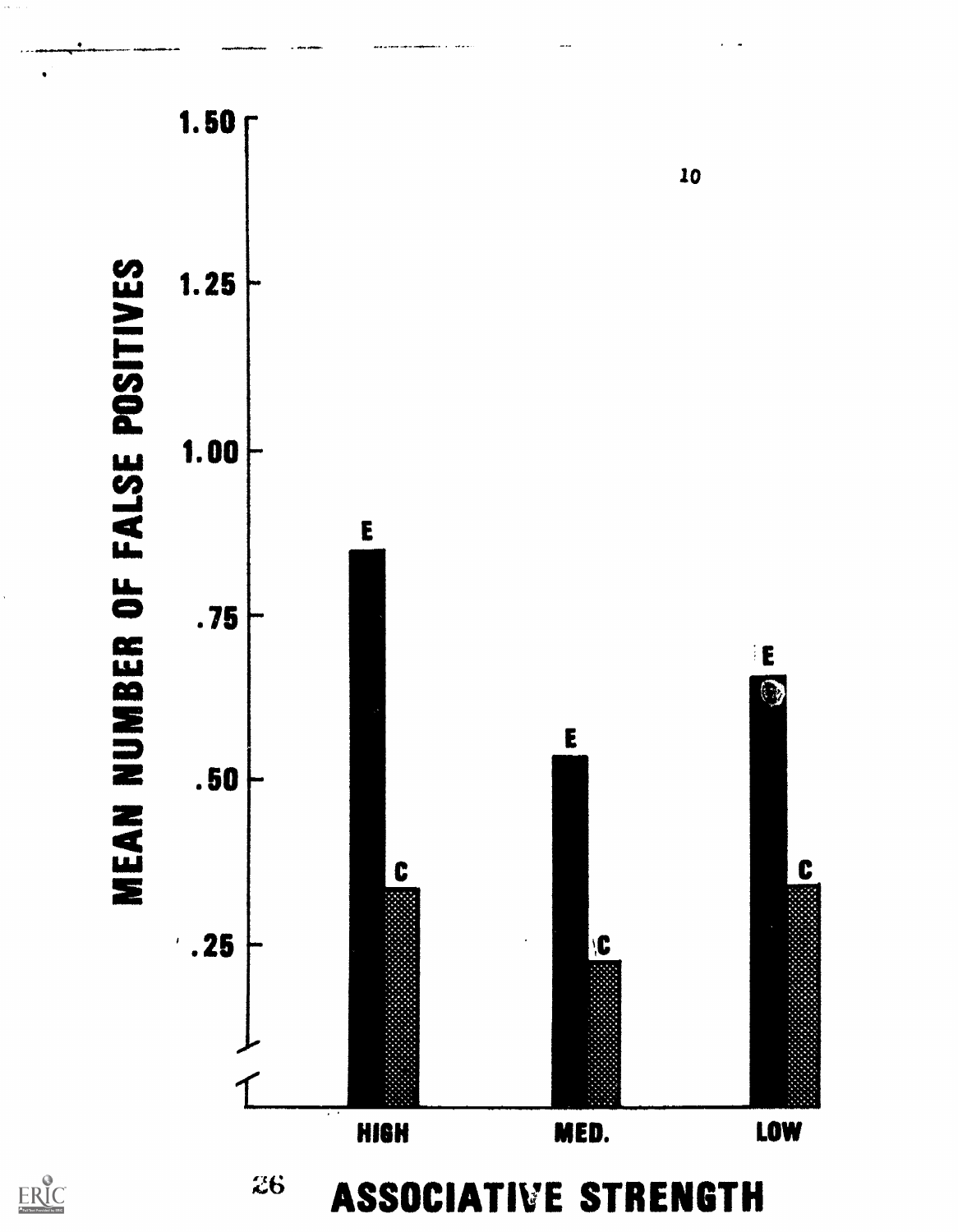10

MEAN NUMBER OF FALSE POSITIVES

1.50

1.25

1.00

.75

.50

.25

E

C

E

C

E

C

HIGH

MED.

LOW

ASSOCIATIVE STRENGTH